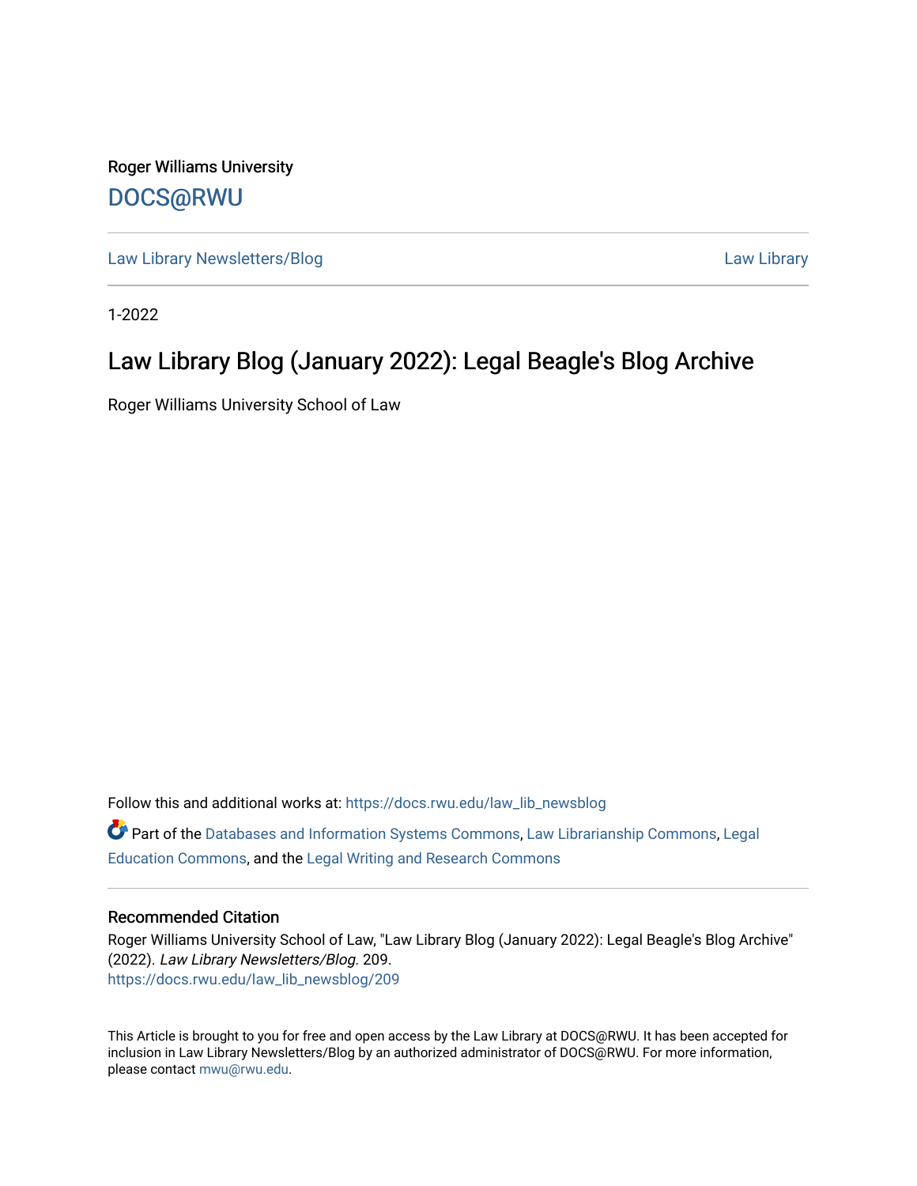Roger Williams University

DOCS@RWU

Law Library Newsletters/Blog | Law Library

1-2022

# Law Library Blog (January 2022): Legal Beagle's Blog Archive

Roger Williams University School of Law

Follow this and additional works at: https://docs.rwu.edu/law_lib_newsblog

Part of the Databases and Information Systems Commons, Law Librarianship Commons, Legal Education Commons, and the Legal Writing and Research Commons

## Recommended Citation

Roger Williams University School of Law, "Law Library Blog (January 2022): Legal Beagle's Blog Archive" (2022). *Law Library Newsletters/Blog*. 209.
https://docs.rwu.edu/law_lib_newsblog/209

This Article is brought to you for free and open access by the Law Library at DOCS@RWU. It has been accepted for inclusion in Law Library Newsletters/Blog by an authorized administrator of DOCS@RWU. For more information, please contact mwu@rwu.edu.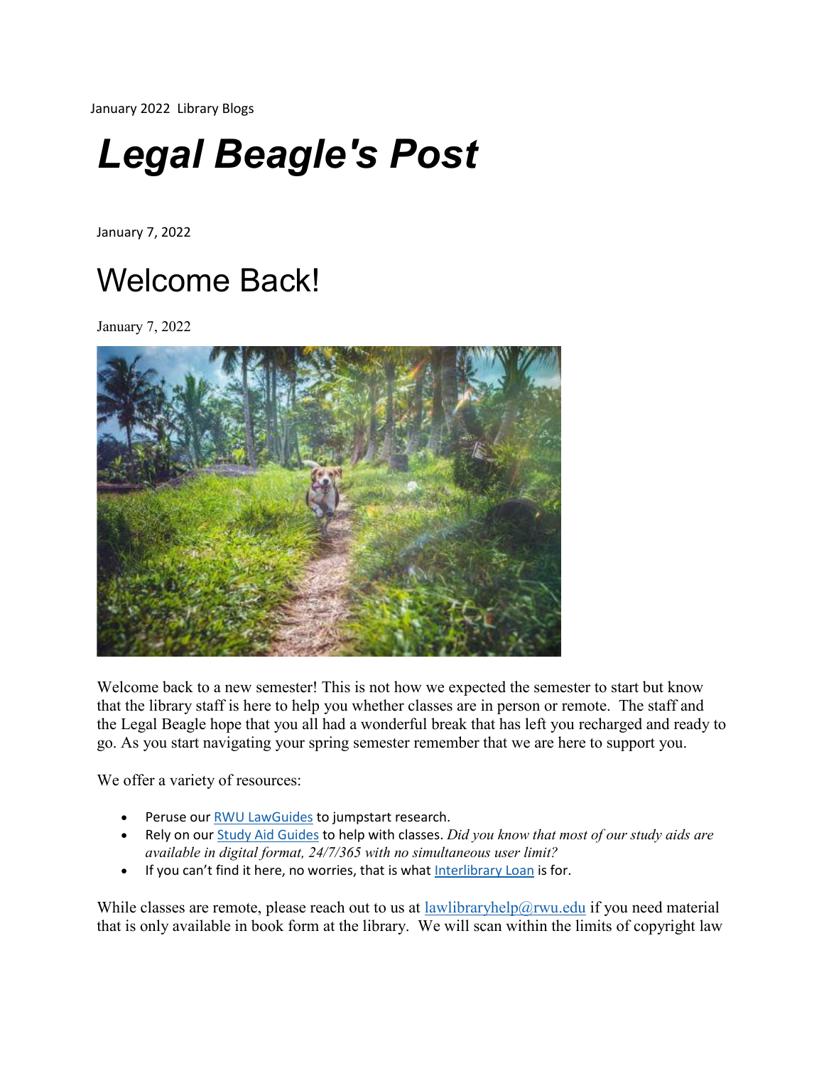January 2022 Library Blogs

# *Legal Beagle's Post*

January 7, 2022

## Welcome Back!

January 7, 2022

Welcome back to a new semester! This is not how we expected the semester to start but know that the library staff is here to help you whether classes are in person or remote. The staff and the Legal Beagle hope that you all had a wonderful break that has left you recharged and ready to go. As you start navigating your spring semester remember that we are here to support you.

We offer a variety of resources:

- Peruse our RWU LawGuides to jumpstart research.
- Rely on our Study Aid Guides to help with classes. *Did you know that most of our study aids are available in digital format, 24/7/365 with no simultaneous user limit?*
- If you can't find it here, no worries, that is what Interlibrary Loan is for.

While classes are remote, please reach out to us at lawlibraryhelp@rwu.edu if you need material that is only available in book form at the library. We will scan within the limits of copyright law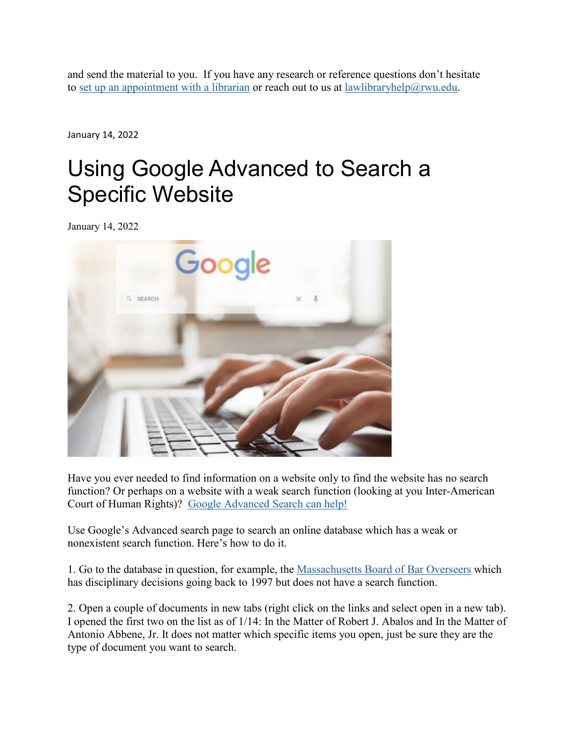and send the material to you. If you have any research or reference questions don't hesitate to [set up an appointment with a librarian](#) or reach out to us at [lawlibraryhelp@rwu.edu](mailto:lawlibraryhelp@rwu.edu).

January 14, 2022

# Using Google Advanced to Search a Specific Website

January 14, 2022

Have you ever needed to find information on a website only to find the website has no search function? Or perhaps on a website with a weak search function (looking at you Inter-American Court of Human Rights)? [Google Advanced Search can help!](#)

Use Google's Advanced search page to search an online database which has a weak or nonexistent search function. Here's how to do it.

1. Go to the database in question, for example, the [Massachusetts Board of Bar Overseers](#) which has disciplinary decisions going back to 1997 but does not have a search function.

2. Open a couple of documents in new tabs (right click on the links and select open in a new tab). I opened the first two on the list as of 1/14: In the Matter of Robert J. Abalos and In the Matter of Antonio Abbene, Jr. It does not matter which specific items you open, just be sure they are the type of document you want to search.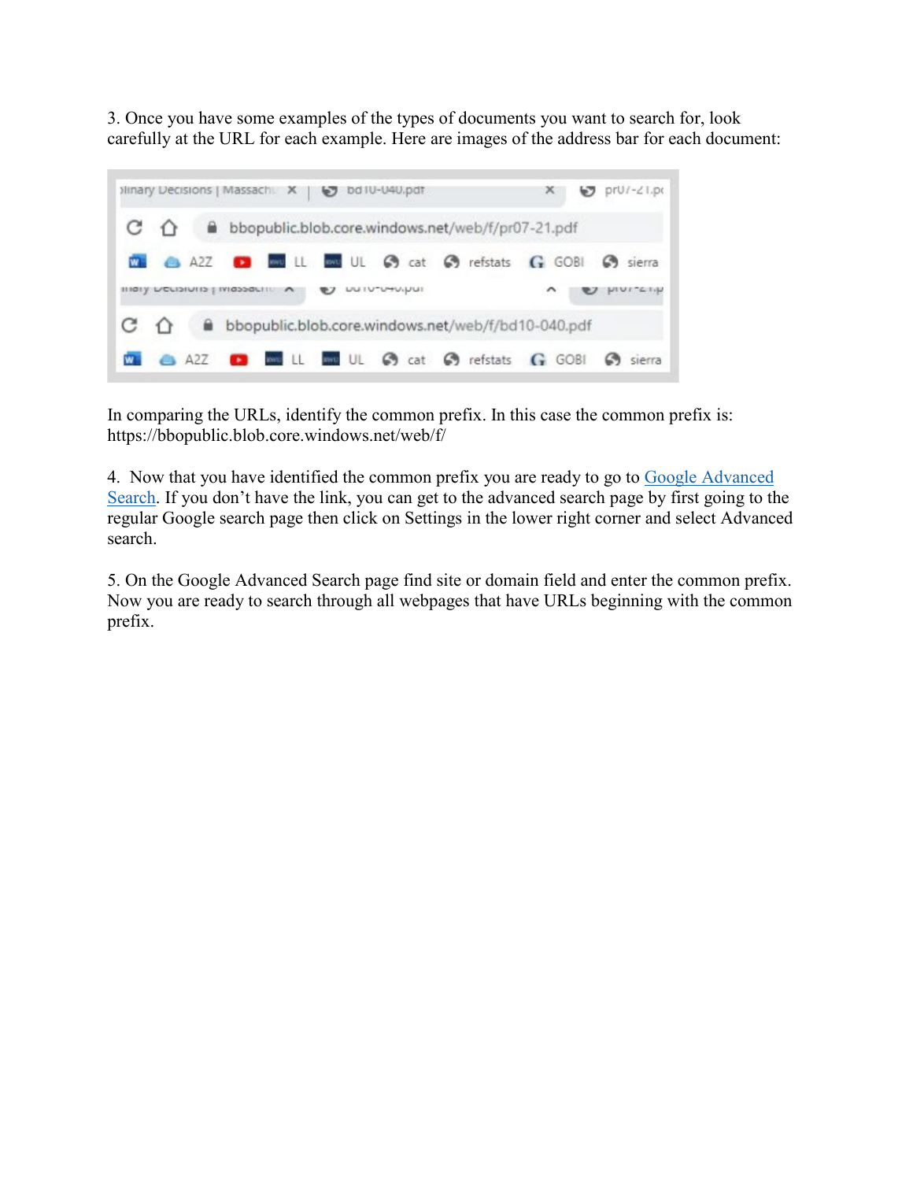3. Once you have some examples of the types of documents you want to search for, look carefully at the URL for each example. Here are images of the address bar for each document:

In comparing the URLs, identify the common prefix. In this case the common prefix is: https://bbopublic.blob.core.windows.net/web/f/

4. Now that you have identified the common prefix you are ready to go to Google Advanced Search. If you don't have the link, you can get to the advanced search page by first going to the regular Google search page then click on Settings in the lower right corner and select Advanced search.

5. On the Google Advanced Search page find site or domain field and enter the common prefix. Now you are ready to search through all webpages that have URLs beginning with the common prefix.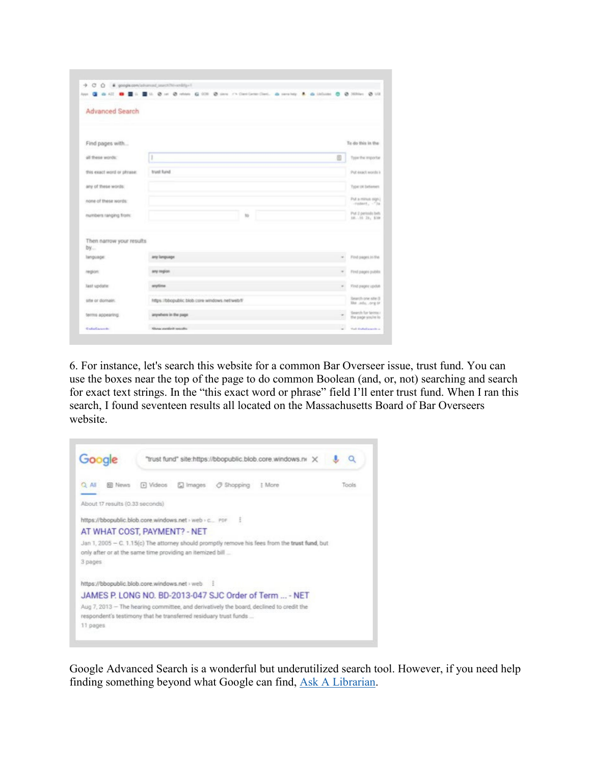6. For instance, let's search this website for a common Bar Overseer issue, trust fund. You can use the boxes near the top of the page to do common Boolean (and, or, not) searching and search for exact text strings. In the “this exact word or phrase” field I’ll enter trust fund. When I ran this search, I found seventeen results all located on the Massachusetts Board of Bar Overseers website.

Google Advanced Search is a wonderful but underutilized search tool. However, if you need help finding something beyond what Google can find, [Ask A Librarian](Ask A Librarian).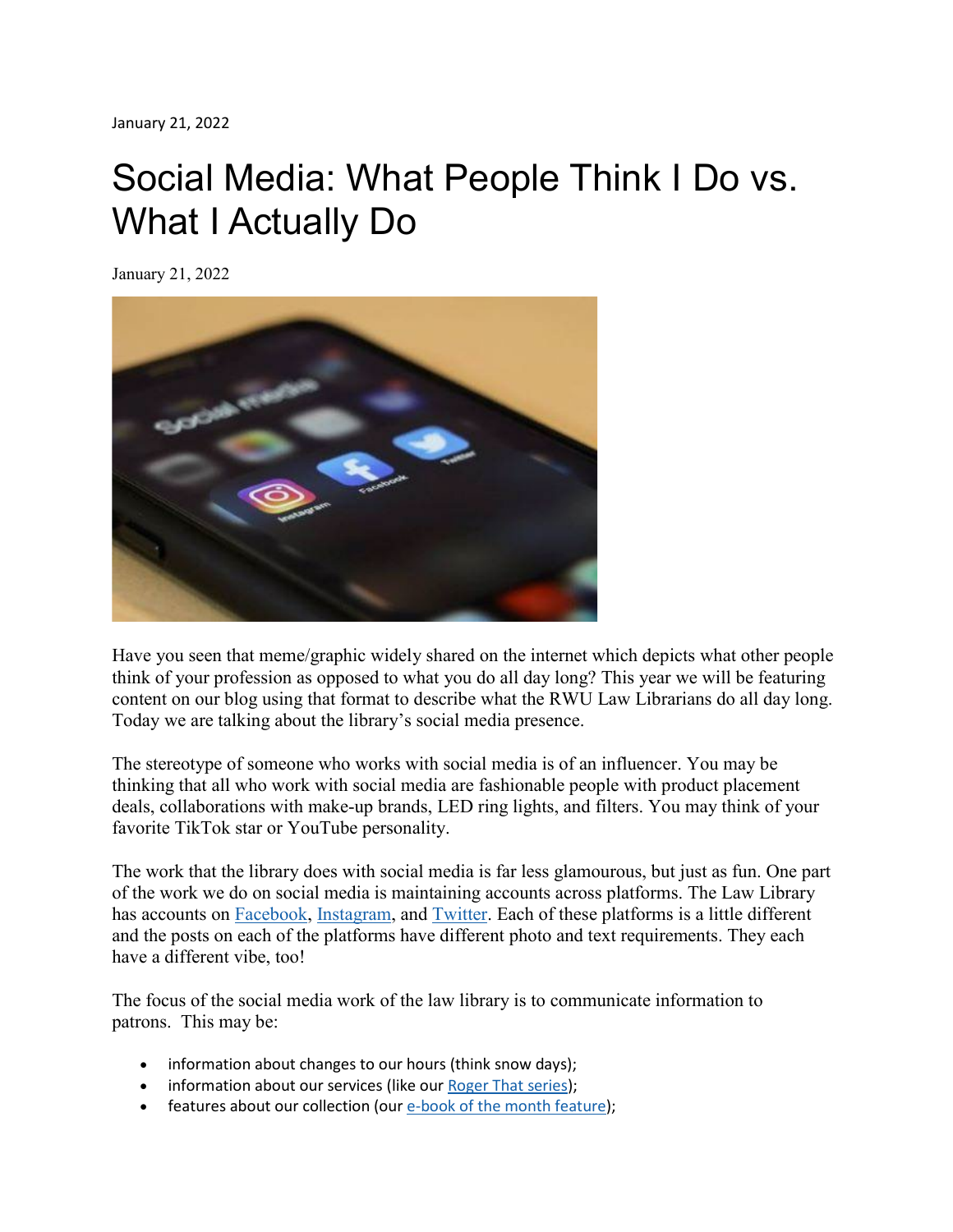January 21, 2022

# Social Media: What People Think I Do vs. What I Actually Do

January 21, 2022

Have you seen that meme/graphic widely shared on the internet which depicts what other people think of your profession as opposed to what you do all day long? This year we will be featuring content on our blog using that format to describe what the RWU Law Librarians do all day long. Today we are talking about the library's social media presence.

The stereotype of someone who works with social media is of an influencer. You may be thinking that all who work with social media are fashionable people with product placement deals, collaborations with make-up brands, LED ring lights, and filters. You may think of your favorite TikTok star or YouTube personality.

The work that the library does with social media is far less glamourous, but just as fun. One part of the work we do on social media is maintaining accounts across platforms. The Law Library has accounts on Facebook, Instagram, and Twitter. Each of these platforms is a little different and the posts on each of the platforms have different photo and text requirements. They each have a different vibe, too!

The focus of the social media work of the law library is to communicate information to patrons. This may be:

- information about changes to our hours (think snow days);
- information about our services (like our Roger That series);
- features about our collection (our e-book of the month feature);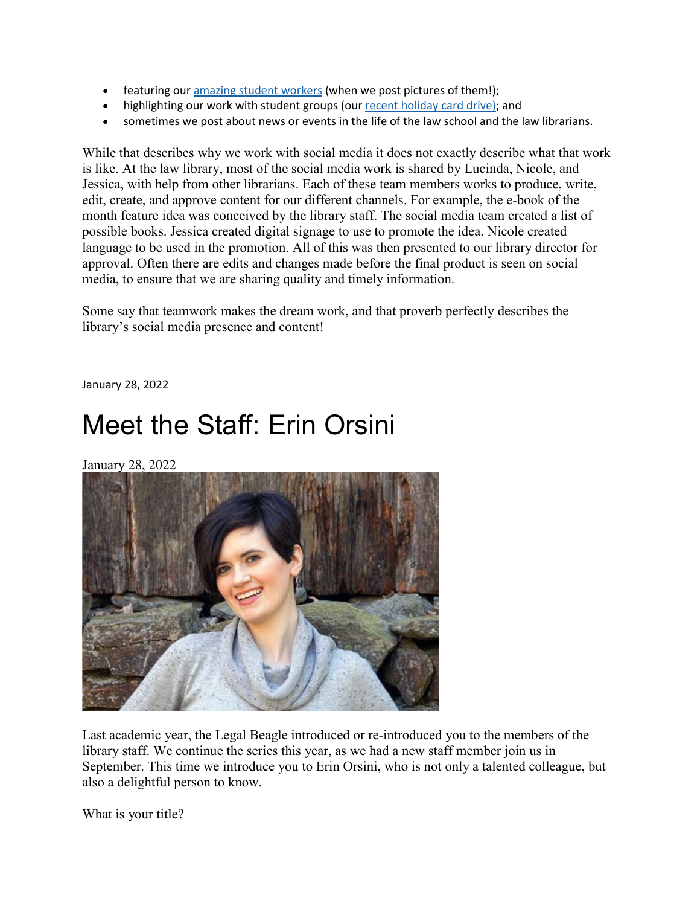- featuring our amazing student workers (when we post pictures of them!);
- highlighting our work with student groups (our recent holiday card drive); and
- sometimes we post about news or events in the life of the law school and the law librarians.

While that describes why we work with social media it does not exactly describe what that work is like. At the law library, most of the social media work is shared by Lucinda, Nicole, and Jessica, with help from other librarians. Each of these team members works to produce, write, edit, create, and approve content for our different channels. For example, the e-book of the month feature idea was conceived by the library staff. The social media team created a list of possible books. Jessica created digital signage to use to promote the idea. Nicole created language to be used in the promotion. All of this was then presented to our library director for approval. Often there are edits and changes made before the final product is seen on social media, to ensure that we are sharing quality and timely information.

Some say that teamwork makes the dream work, and that proverb perfectly describes the library's social media presence and content!

January 28, 2022

# Meet the Staff: Erin Orsini

January 28, 2022

Last academic year, the Legal Beagle introduced or re-introduced you to the members of the library staff. We continue the series this year, as we had a new staff member join us in September. This time we introduce you to Erin Orsini, who is not only a talented colleague, but also a delightful person to know.

What is your title?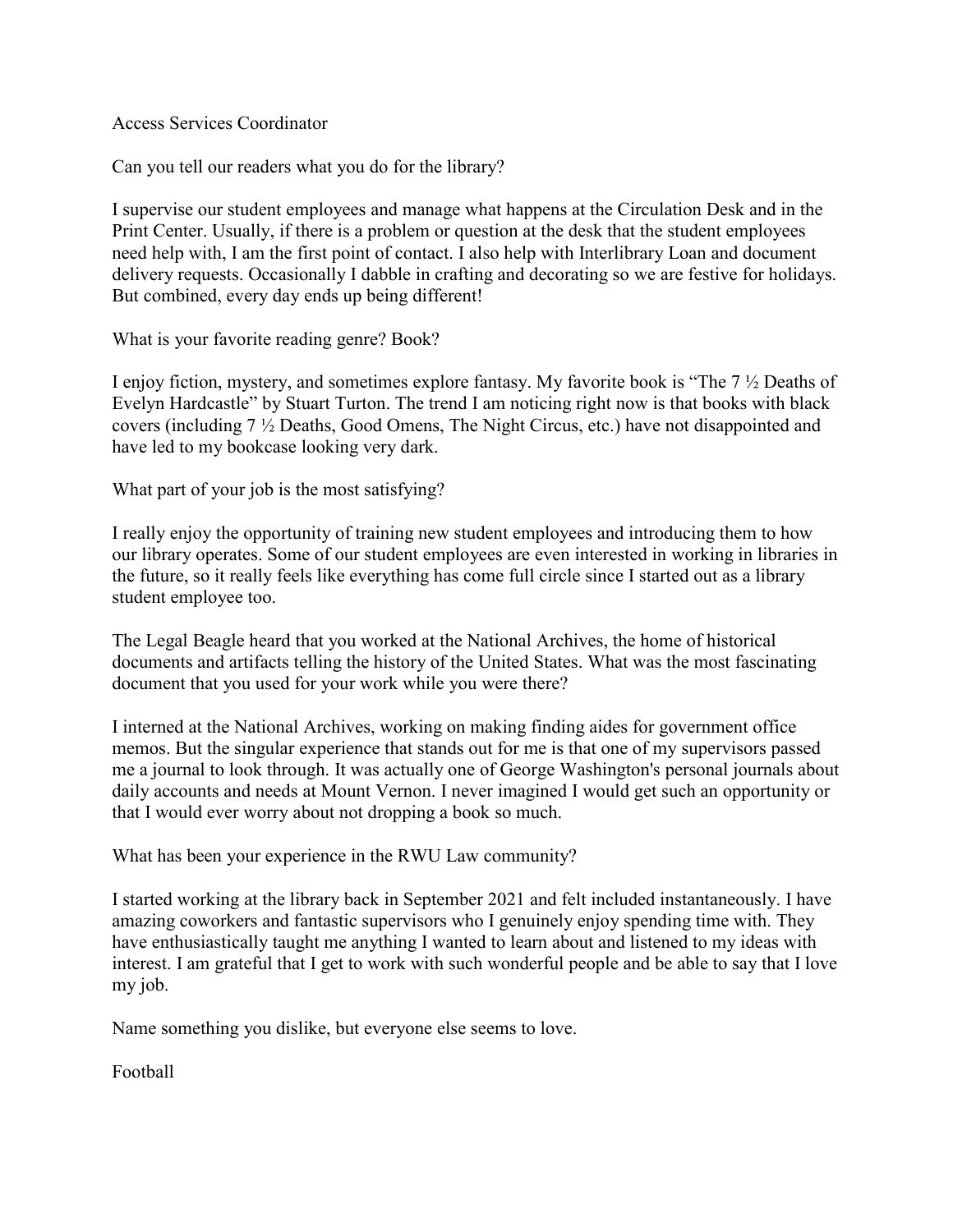Access Services Coordinator

Can you tell our readers what you do for the library?

I supervise our student employees and manage what happens at the Circulation Desk and in the Print Center. Usually, if there is a problem or question at the desk that the student employees need help with, I am the first point of contact. I also help with Interlibrary Loan and document delivery requests. Occasionally I dabble in crafting and decorating so we are festive for holidays. But combined, every day ends up being different!

What is your favorite reading genre? Book?

I enjoy fiction, mystery, and sometimes explore fantasy. My favorite book is "The 7 ½ Deaths of Evelyn Hardcastle" by Stuart Turton. The trend I am noticing right now is that books with black covers (including 7 ½ Deaths, Good Omens, The Night Circus, etc.) have not disappointed and have led to my bookcase looking very dark.

What part of your job is the most satisfying?

I really enjoy the opportunity of training new student employees and introducing them to how our library operates. Some of our student employees are even interested in working in libraries in the future, so it really feels like everything has come full circle since I started out as a library student employee too.

The Legal Beagle heard that you worked at the National Archives, the home of historical documents and artifacts telling the history of the United States. What was the most fascinating document that you used for your work while you were there?

I interned at the National Archives, working on making finding aides for government office memos. But the singular experience that stands out for me is that one of my supervisors passed me a journal to look through. It was actually one of George Washington's personal journals about daily accounts and needs at Mount Vernon. I never imagined I would get such an opportunity or that I would ever worry about not dropping a book so much.

What has been your experience in the RWU Law community?

I started working at the library back in September 2021 and felt included instantaneously. I have amazing coworkers and fantastic supervisors who I genuinely enjoy spending time with. They have enthusiastically taught me anything I wanted to learn about and listened to my ideas with interest. I am grateful that I get to work with such wonderful people and be able to say that I love my job.

Name something you dislike, but everyone else seems to love.

Football